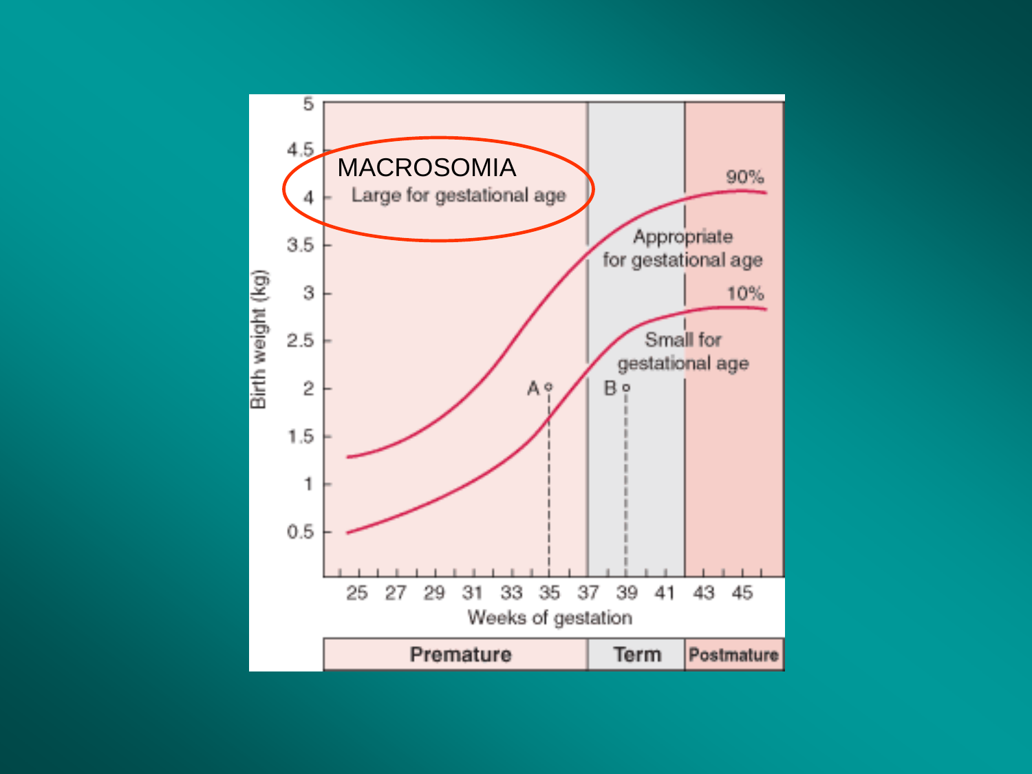MACROSOMIA

Large for gestational age

Appropriate for gestational age

Small for gestational age

90%

10%

A

B

Birth weight (kg)

5
4.5
4
3.5
3
2.5
2
1.5
1
0.5

25 27 29 31 33 35 37 39 41 43 45

Weeks of gestation

| Premature | Term | Postmature |
|---|---|---|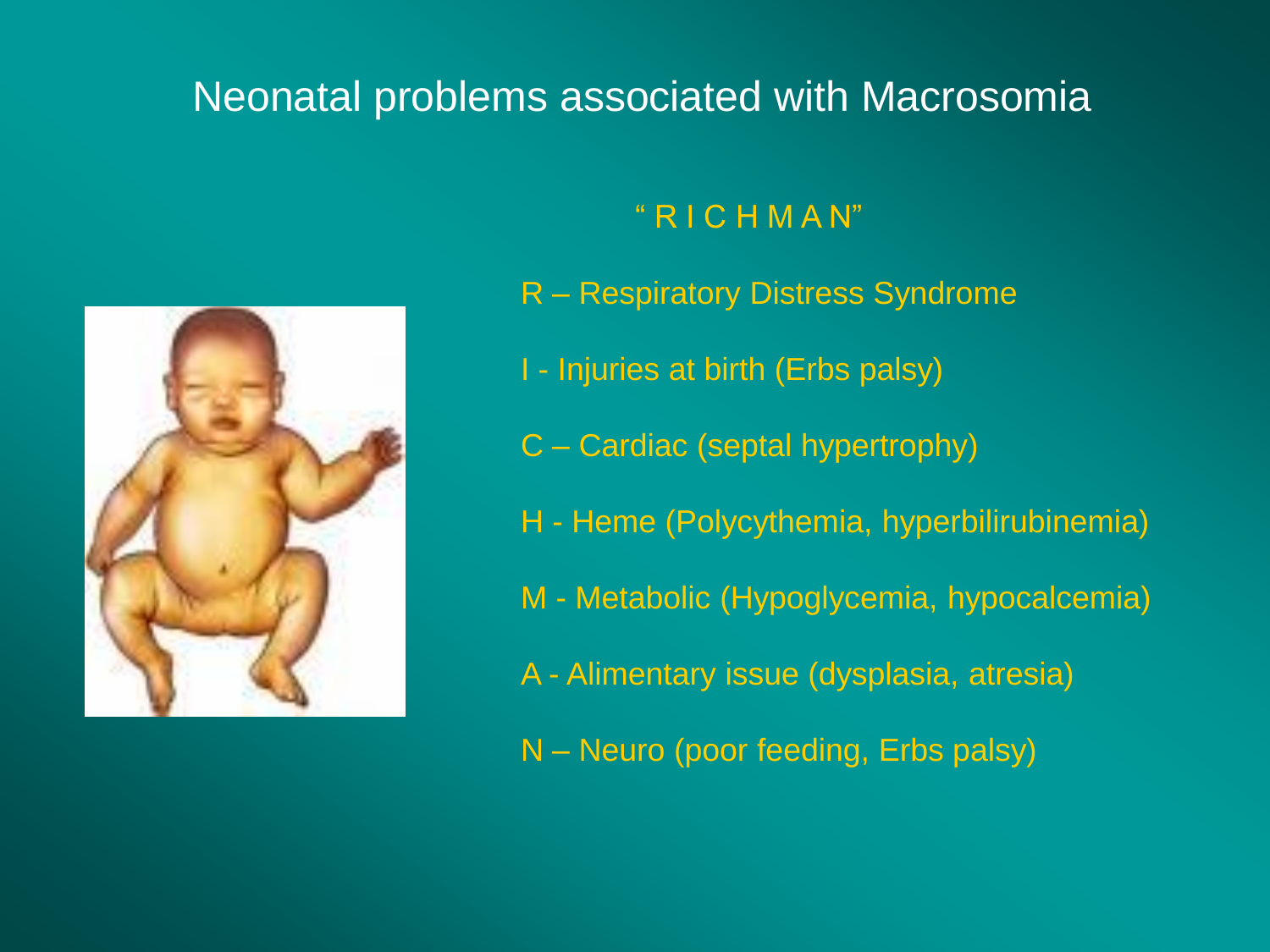# Neonatal problems associated with Macrosomia

" R I C H M A N"

- R – Respiratory Distress Syndrome
- I - Injuries at birth (Erbs palsy)
- C – Cardiac (septal hypertrophy)
- H - Heme (Polycythemia, hyperbilirubinemia)
- M - Metabolic (Hypoglycemia, hypocalcemia)
- A - Alimentary issue (dysplasia, atresia)
- N – Neuro (poor feeding, Erbs palsy)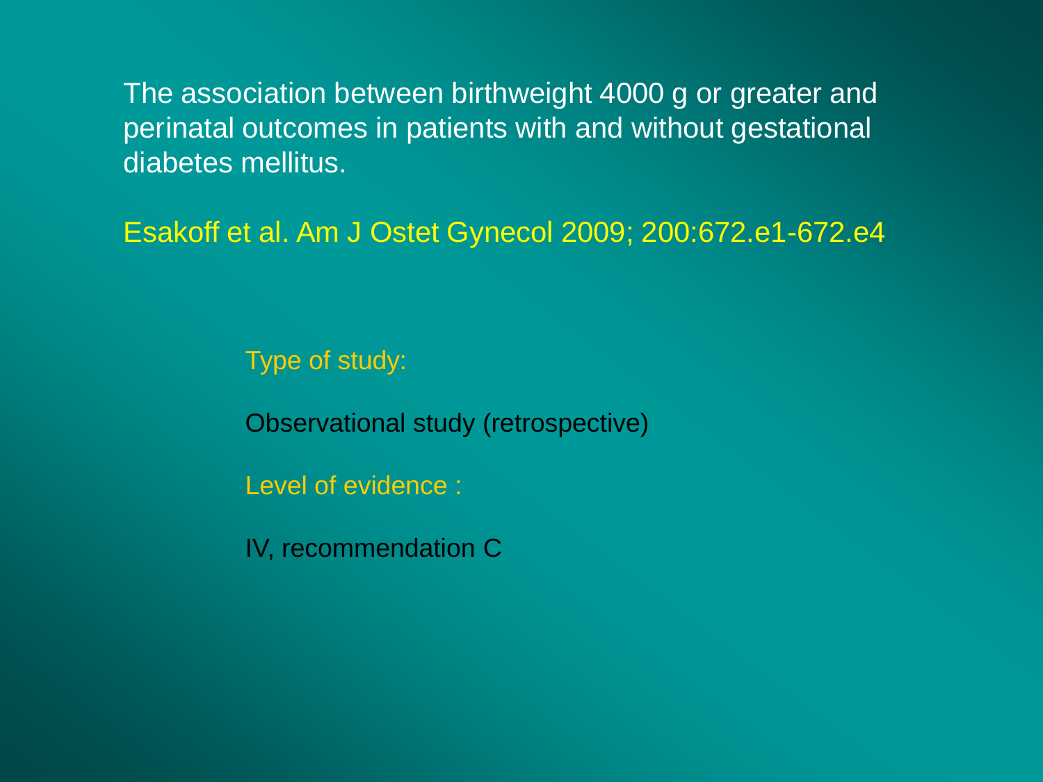The association between birthweight 4000 g or greater and perinatal outcomes in patients with and without gestational diabetes mellitus.

Esakoff et al. Am J Ostet Gynecol 2009; 200:672.e1-672.e4

Type of study:

Observational study (retrospective)

Level of evidence :

IV, recommendation C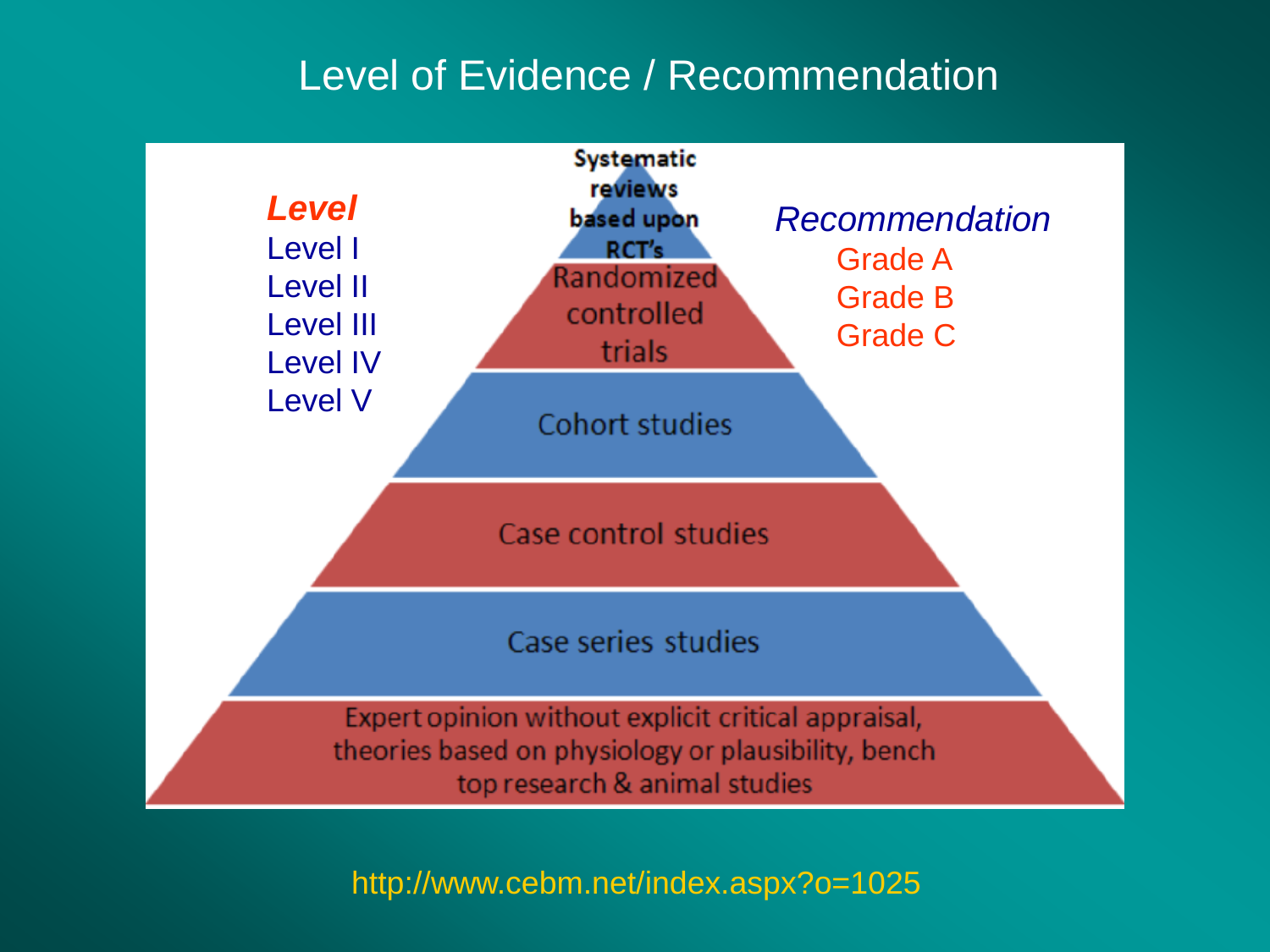# Level of Evidence / Recommendation

***Level***

- Level I
- Level II
- Level III
- Level IV
- Level V

**Systematic reviews based upon RCT's**

Randomized controlled trials

Cohort studies

Case control studies

Case series studies

Expert opinion without explicit critical appraisal, theories based on physiology or plausibility, bench top research & animal studies

*Recommendation*

- Grade A
- Grade B
- Grade C

http://www.cebm.net/index.aspx?o=1025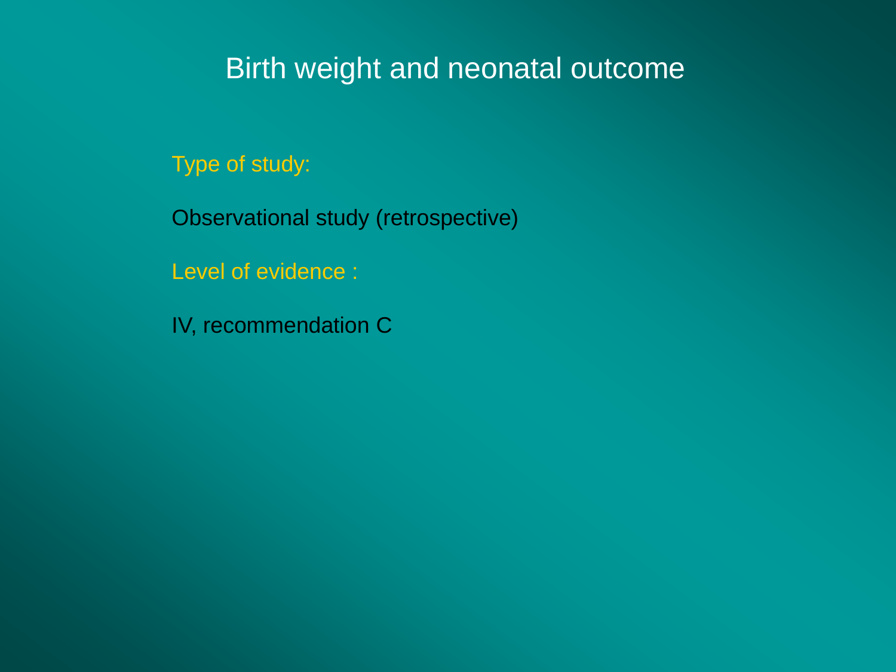# Birth weight and neonatal outcome

Type of study:

Observational study (retrospective)

Level of evidence :

IV, recommendation C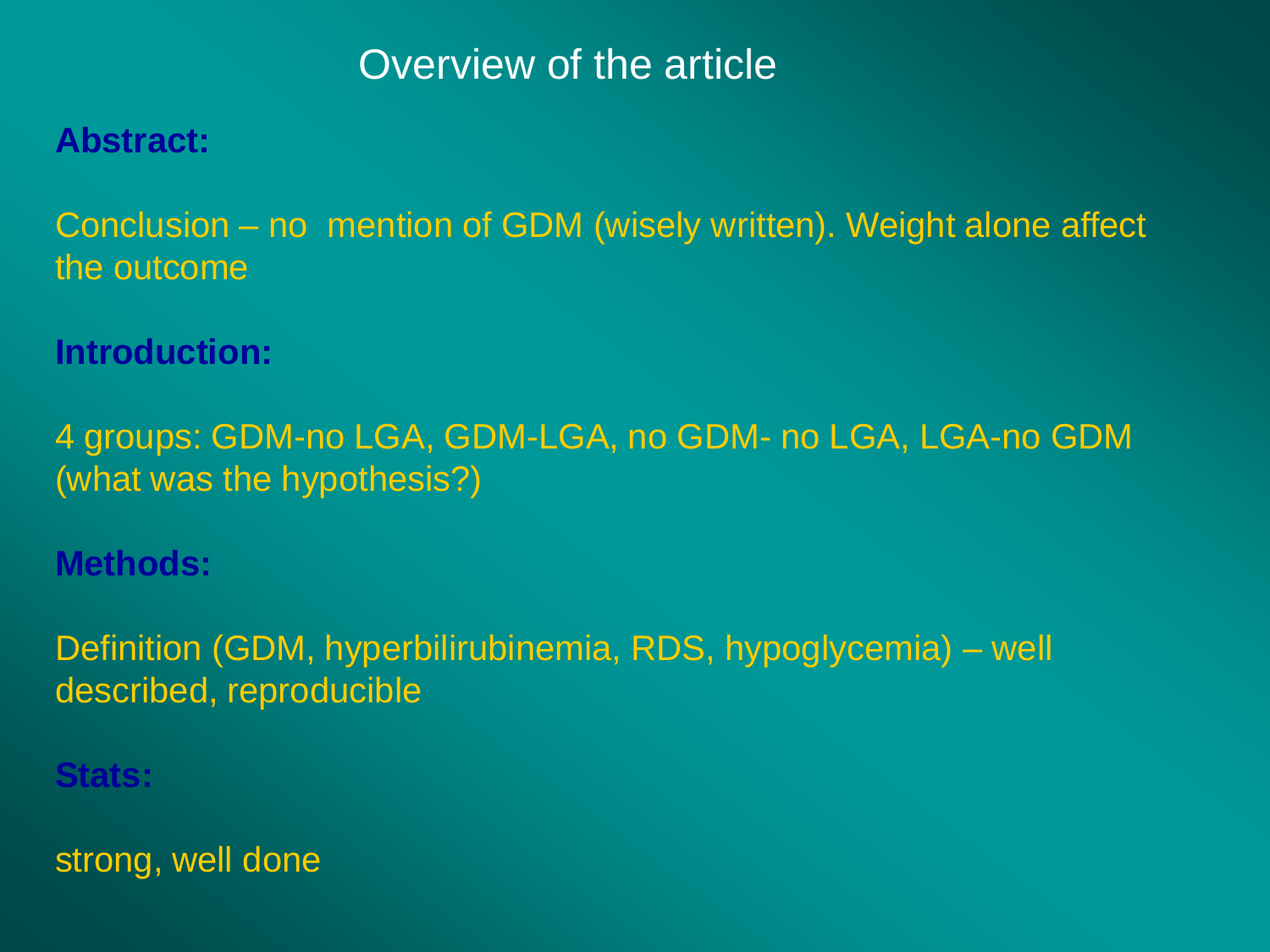# Overview of the article

**Abstract:**

Conclusion – no mention of GDM (wisely written). Weight alone affect the outcome

**Introduction:**

4 groups: GDM-no LGA, GDM-LGA, no GDM- no LGA, LGA-no GDM (what was the hypothesis?)

**Methods:**

Definition (GDM, hyperbilirubinemia, RDS, hypoglycemia) – well described, reproducible

**Stats:**

strong, well done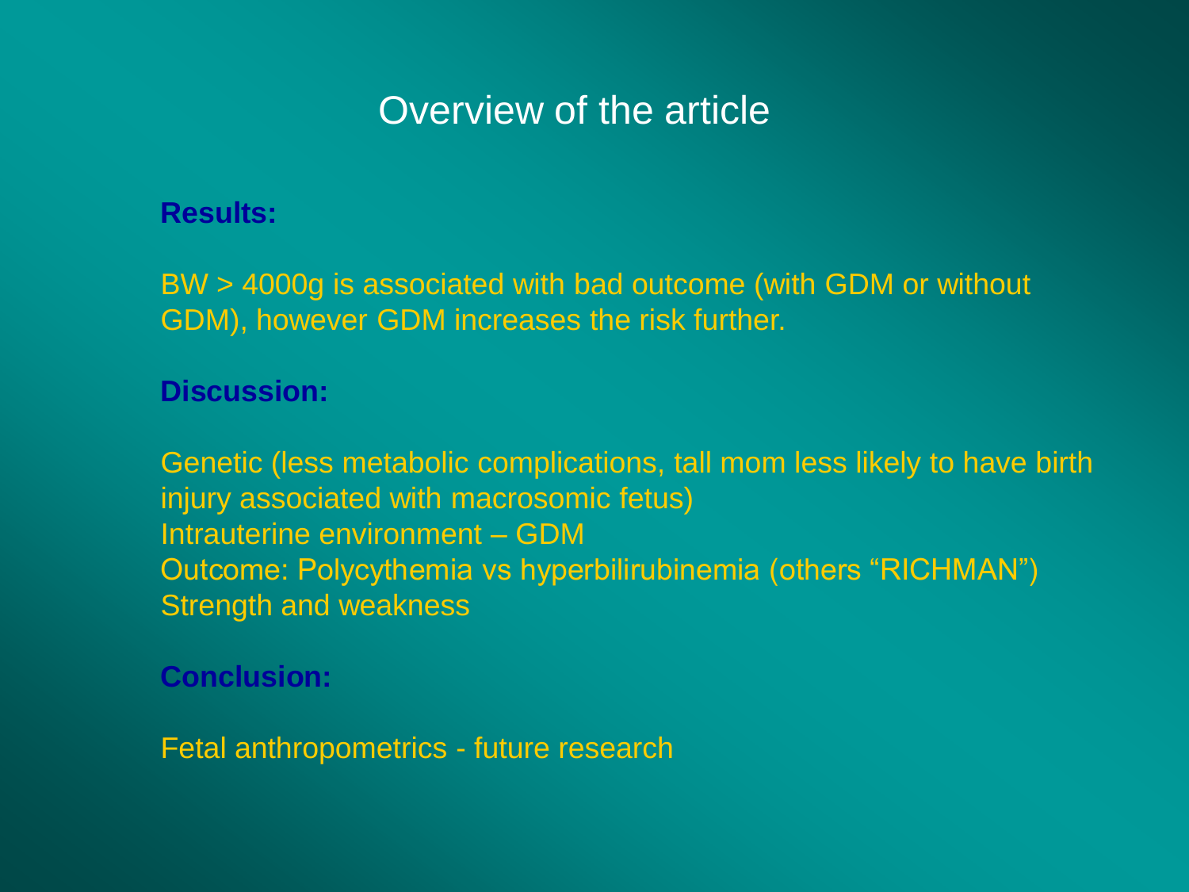# Overview of the article

**Results:**

BW > 4000g is associated with bad outcome (with GDM or without GDM), however GDM increases the risk further.

**Discussion:**

Genetic (less metabolic complications, tall mom less likely to have birth injury associated with macrosomic fetus)
Intrauterine environment – GDM
Outcome: Polycythemia vs hyperbilirubinemia (others “RICHMAN”)
Strength and weakness

**Conclusion:**

Fetal anthropometrics - future research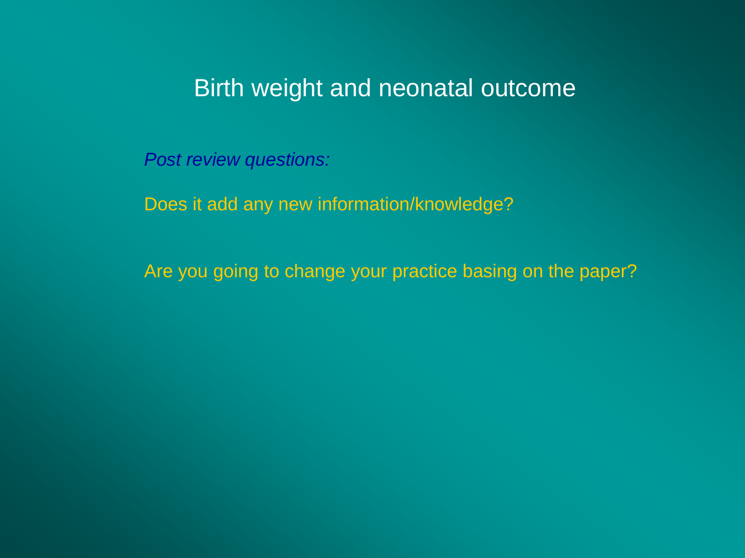# Birth weight and neonatal outcome

*Post review questions:*

Does it add any new information/knowledge?

Are you going to change your practice basing on the paper?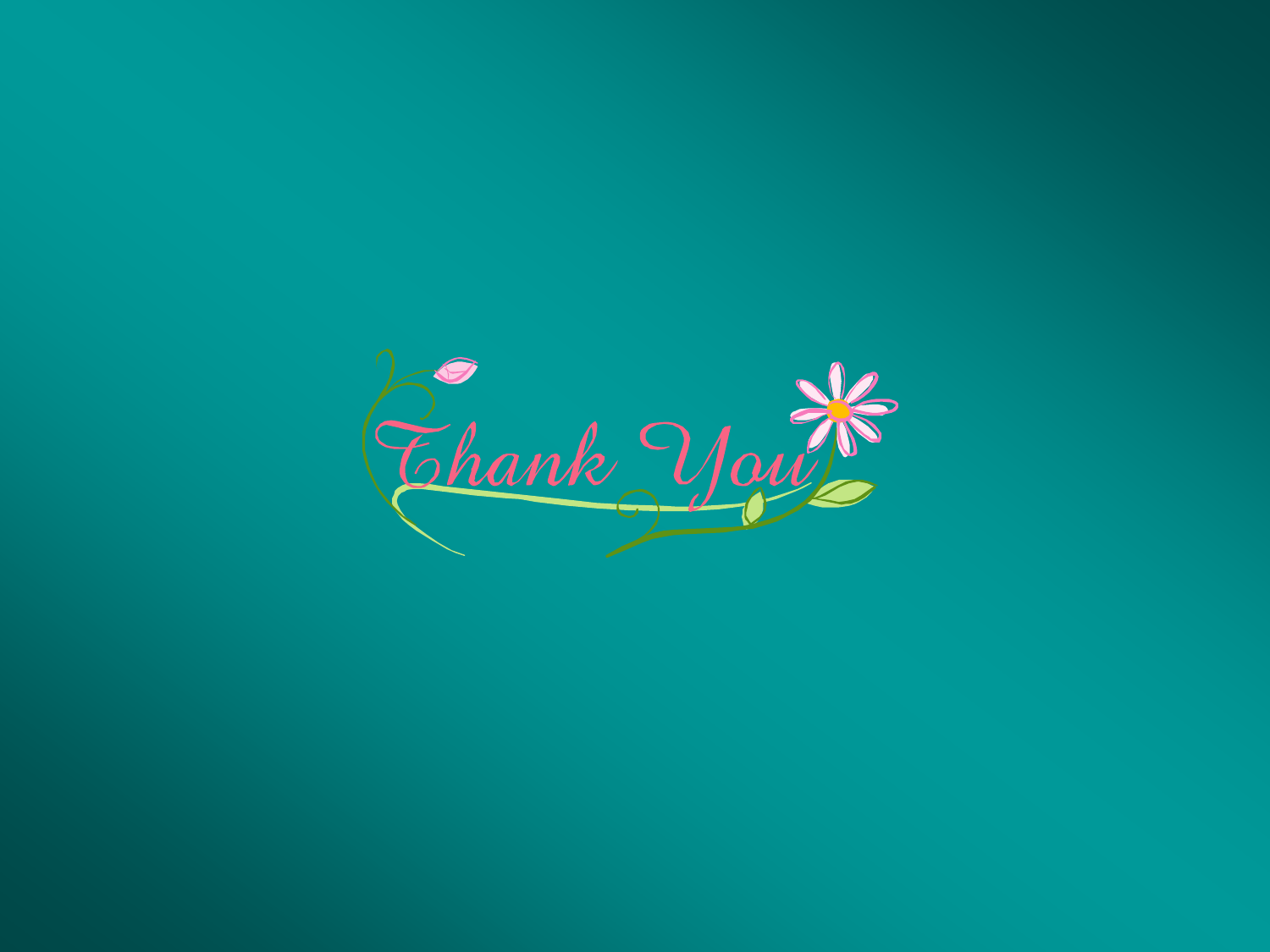Thank You